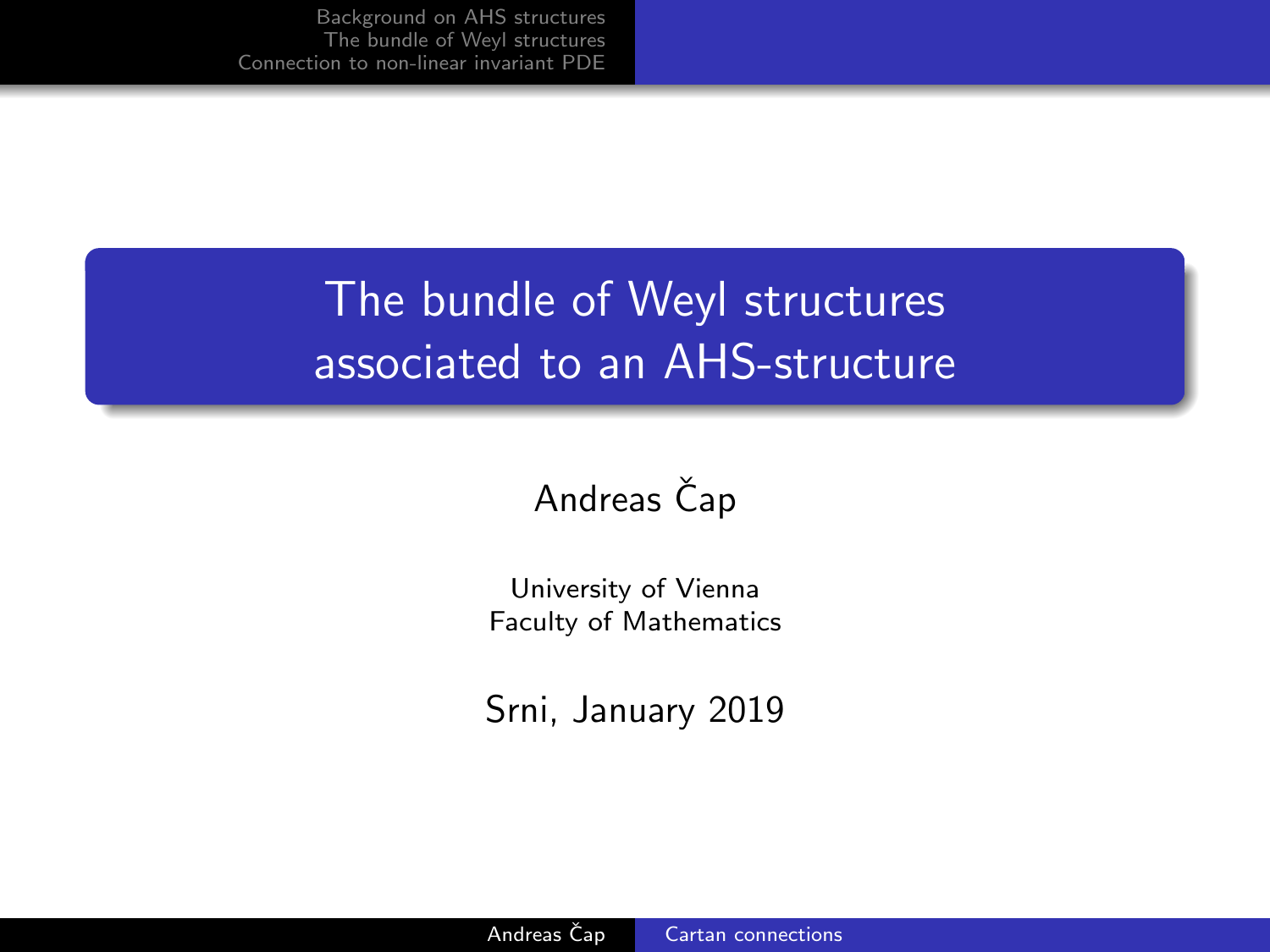# The bundle of Weyl structures associated to an AHS-structure

Andreas Čap

University of Vienna
Faculty of Mathematics

Srni, January 2019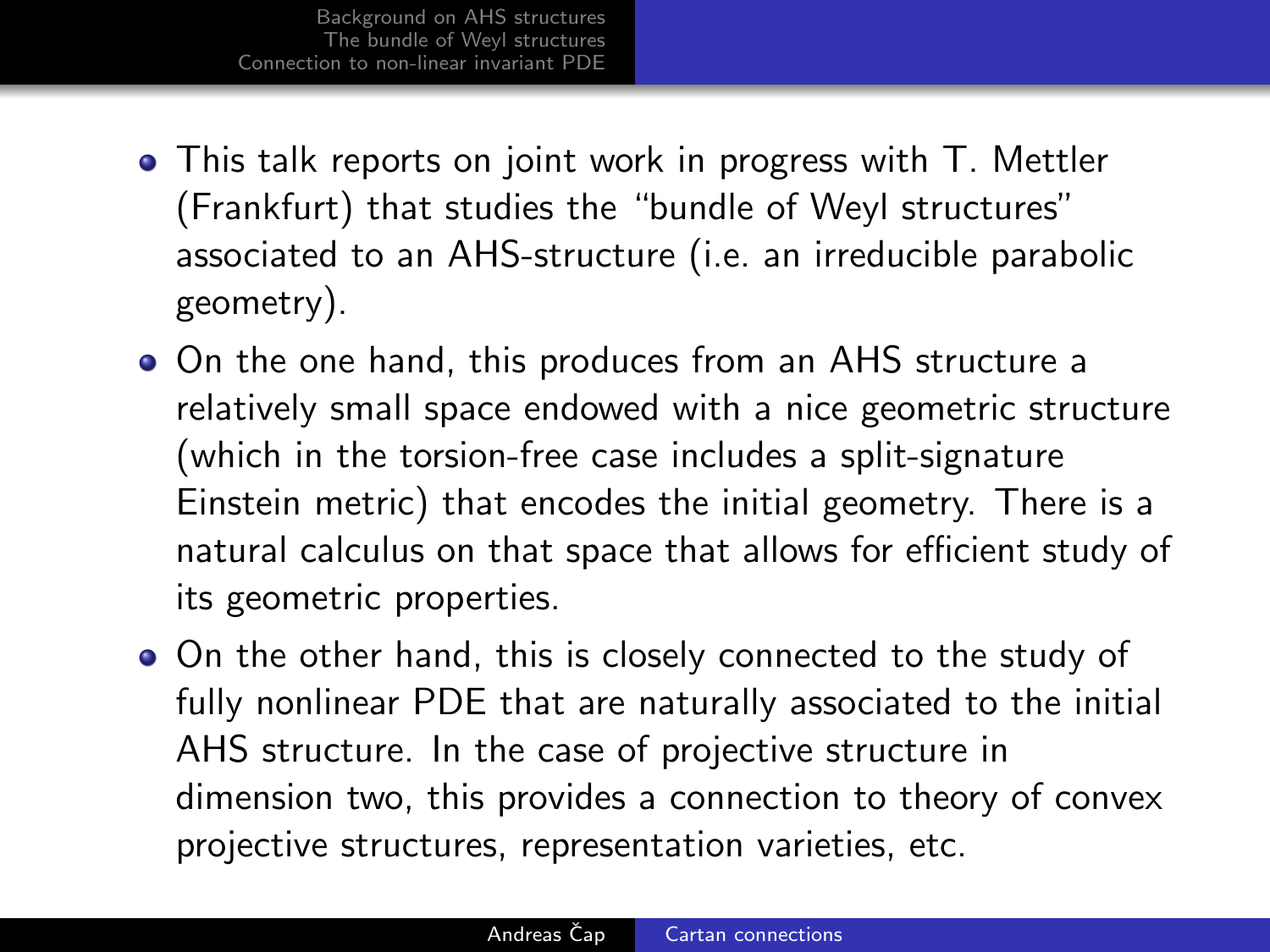- This talk reports on joint work in progress with T. Mettler (Frankfurt) that studies the “bundle of Weyl structures” associated to an AHS-structure (i.e. an irreducible parabolic geometry).
- On the one hand, this produces from an AHS structure a relatively small space endowed with a nice geometric structure (which in the torsion-free case includes a split-signature Einstein metric) that encodes the initial geometry. There is a natural calculus on that space that allows for efficient study of its geometric properties.
- On the other hand, this is closely connected to the study of fully nonlinear PDE that are naturally associated to the initial AHS structure. In the case of projective structure in dimension two, this provides a connection to theory of convex projective structures, representation varieties, etc.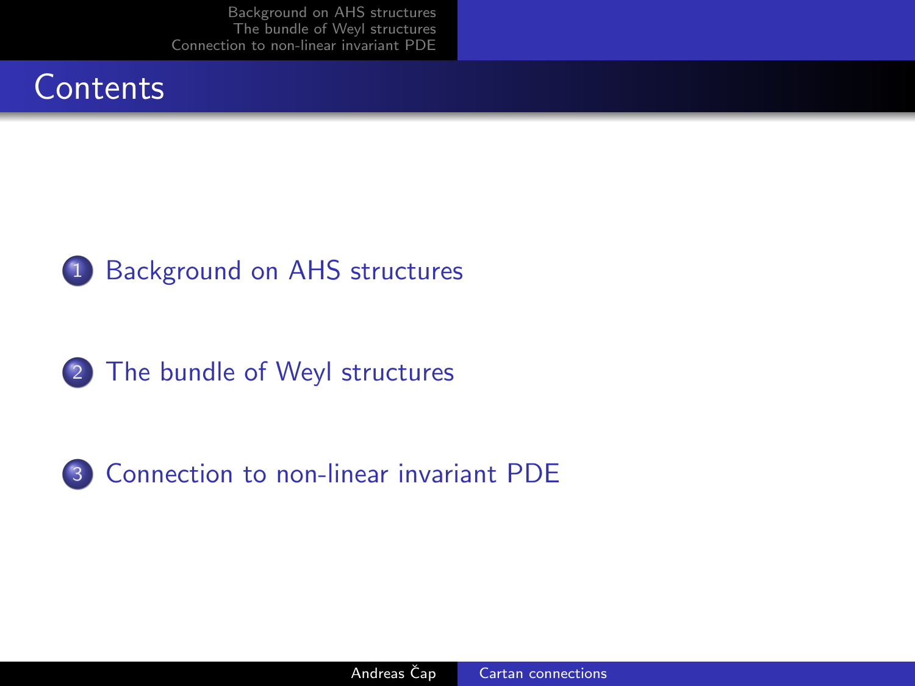# Contents

1. Background on AHS structures
2. The bundle of Weyl structures
3. Connection to non-linear invariant PDE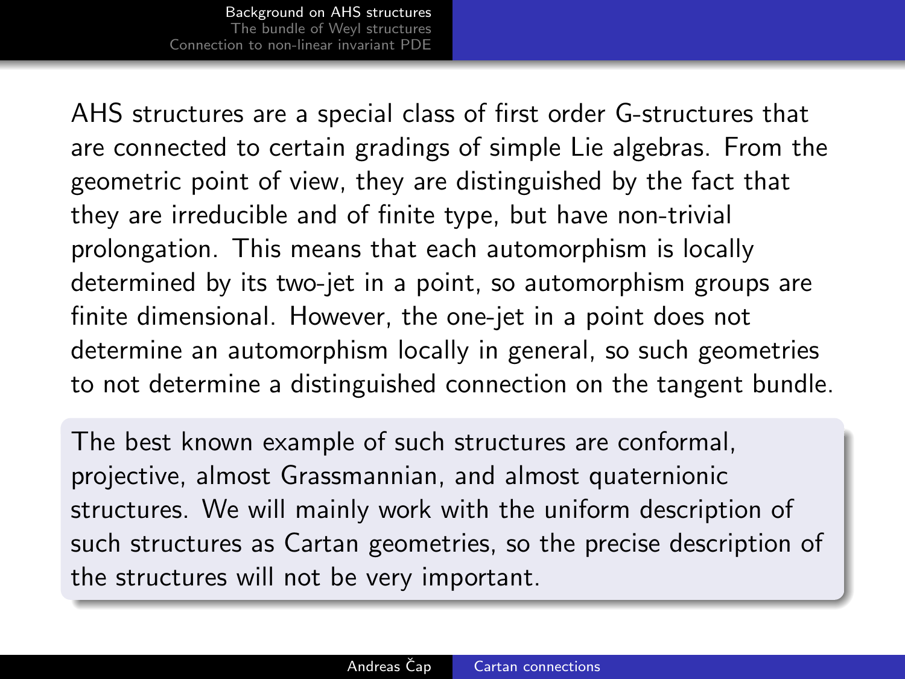AHS structures are a special class of first order G-structures that are connected to certain gradings of simple Lie algebras. From the geometric point of view, they are distinguished by the fact that they are irreducible and of finite type, but have non-trivial prolongation. This means that each automorphism is locally determined by its two-jet in a point, so automorphism groups are finite dimensional. However, the one-jet in a point does not determine an automorphism locally in general, so such geometries to not determine a distinguished connection on the tangent bundle.

The best known example of such structures are conformal, projective, almost Grassmannian, and almost quaternionic structures. We will mainly work with the uniform description of such structures as Cartan geometries, so the precise description of the structures will not be very important.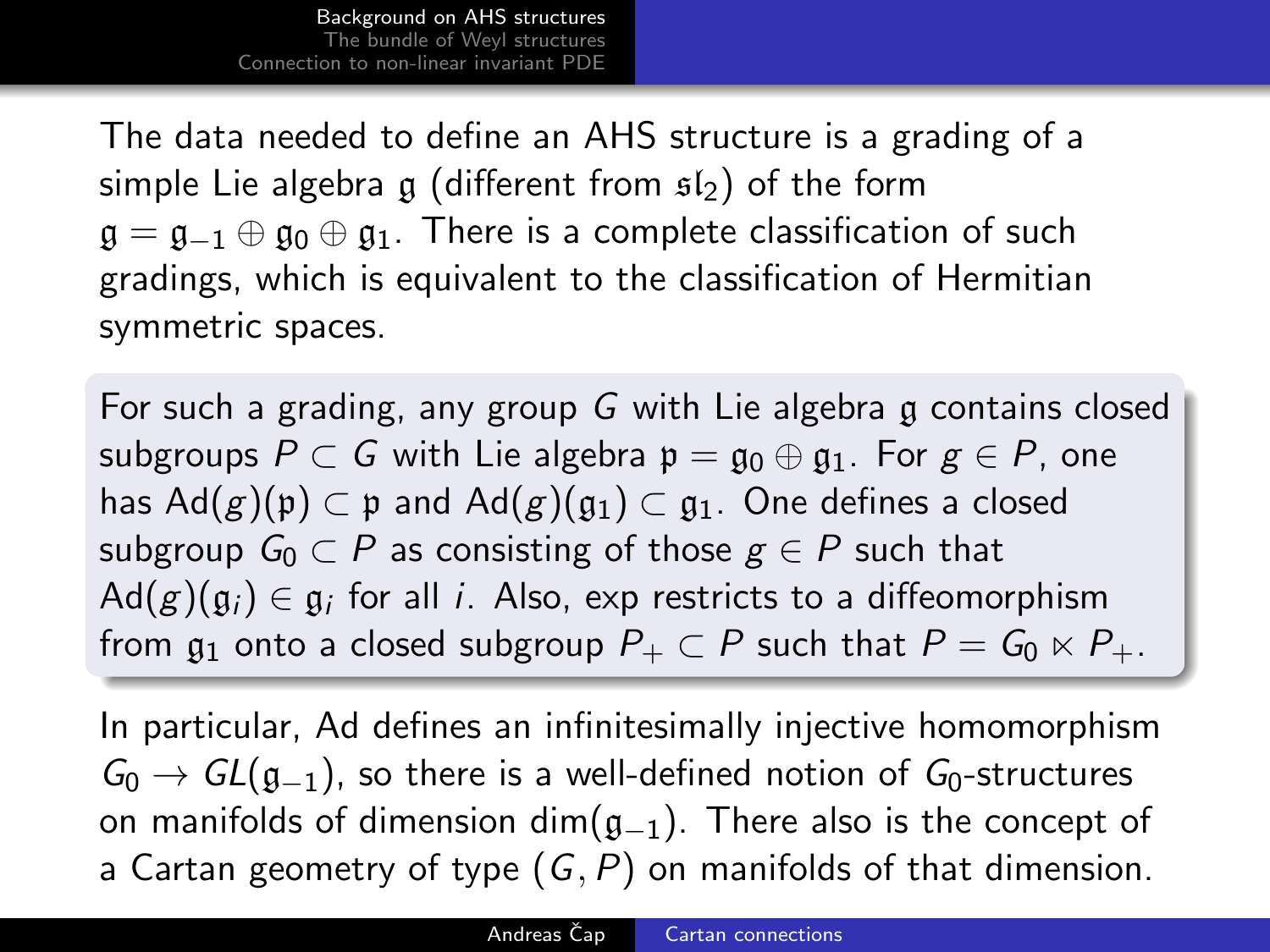The data needed to define an AHS structure is a grading of a simple Lie algebra $\mathfrak{g}$ (different from $\mathfrak{sl}_2$) of the form $\mathfrak{g} = \mathfrak{g}_{-1} \oplus \mathfrak{g}_0 \oplus \mathfrak{g}_1$. There is a complete classification of such gradings, which is equivalent to the classification of Hermitian symmetric spaces.

For such a grading, any group $G$ with Lie algebra $\mathfrak{g}$ contains closed subgroups $P \subset G$ with Lie algebra $\mathfrak{p} = \mathfrak{g}_0 \oplus \mathfrak{g}_1$. For $g \in P$, one has $\mathrm{Ad}(g)(\mathfrak{p}) \subset \mathfrak{p}$ and $\mathrm{Ad}(g)(\mathfrak{g}_1) \subset \mathfrak{g}_1$. One defines a closed subgroup $G_0 \subset P$ as consisting of those $g \in P$ such that $\mathrm{Ad}(g)(\mathfrak{g}_i) \in \mathfrak{g}_i$ for all $i$. Also, exp restricts to a diffeomorphism from $\mathfrak{g}_1$ onto a closed subgroup $P_+ \subset P$ such that $P = G_0 \ltimes P_+$.

In particular, Ad defines an infinitesimally injective homomorphism $G_0 \to GL(\mathfrak{g}_{-1})$, so there is a well-defined notion of $G_0$-structures on manifolds of dimension $\dim(\mathfrak{g}_{-1})$. There also is the concept of a Cartan geometry of type $(G, P)$ on manifolds of that dimension.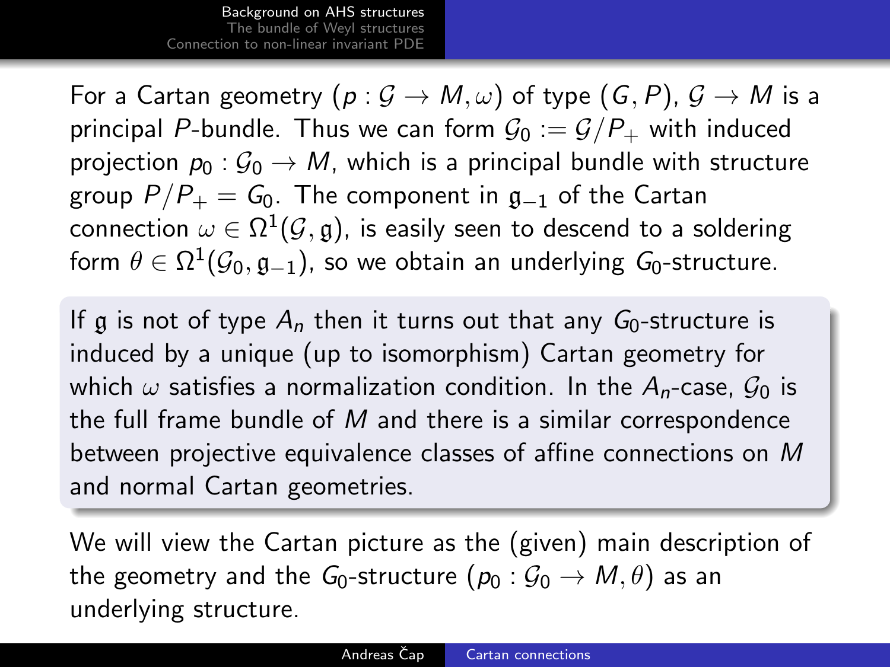For a Cartan geometry $(p : \mathcal{G} \to M, \omega)$ of type $(G, P)$, $\mathcal{G} \to M$ is a principal $P$-bundle. Thus we can form $\mathcal{G}_0 := \mathcal{G}/P_+$ with induced projection $p_0 : \mathcal{G}_0 \to M$, which is a principal bundle with structure group $P/P_+ = G_0$. The component in $\mathfrak{g}_{-1}$ of the Cartan connection $\omega \in \Omega^1(\mathcal{G}, \mathfrak{g})$, is easily seen to descend to a soldering form $\theta \in \Omega^1(\mathcal{G}_0, \mathfrak{g}_{-1})$, so we obtain an underlying $G_0$-structure.

If $\mathfrak{g}$ is not of type $A_n$ then it turns out that any $G_0$-structure is induced by a unique (up to isomorphism) Cartan geometry for which $\omega$ satisfies a normalization condition. In the $A_n$-case, $\mathcal{G}_0$ is the full frame bundle of $M$ and there is a similar correspondence between projective equivalence classes of affine connections on $M$ and normal Cartan geometries.

We will view the Cartan picture as the (given) main description of the geometry and the $G_0$-structure $(p_0 : \mathcal{G}_0 \to M, \theta)$ as an underlying structure.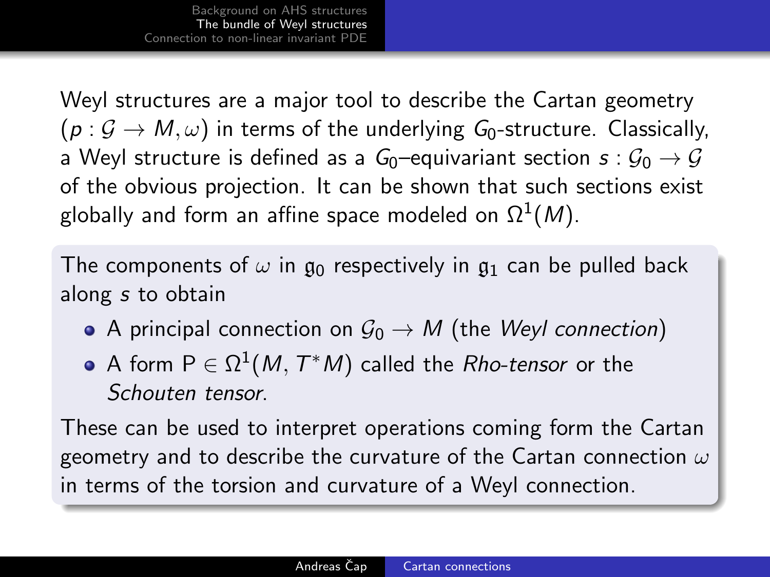Weyl structures are a major tool to describe the Cartan geometry $(p : \mathcal{G} \to M, \omega)$ in terms of the underlying $G_0$-structure. Classically, a Weyl structure is defined as a $G_0$–equivariant section $s : \mathcal{G}_0 \to \mathcal{G}$ of the obvious projection. It can be shown that such sections exist globally and form an affine space modeled on $\Omega^1(M)$.

The components of $\omega$ in $\mathfrak{g}_0$ respectively in $\mathfrak{g}_1$ can be pulled back along $s$ to obtain

- A principal connection on $\mathcal{G}_0 \to M$ (the *Weyl connection*)
- A form $\mathsf{P} \in \Omega^1(M, T^*M)$ called the *Rho-tensor* or the *Schouten tensor*.

These can be used to interpret operations coming form the Cartan geometry and to describe the curvature of the Cartan connection $\omega$ in terms of the torsion and curvature of a Weyl connection.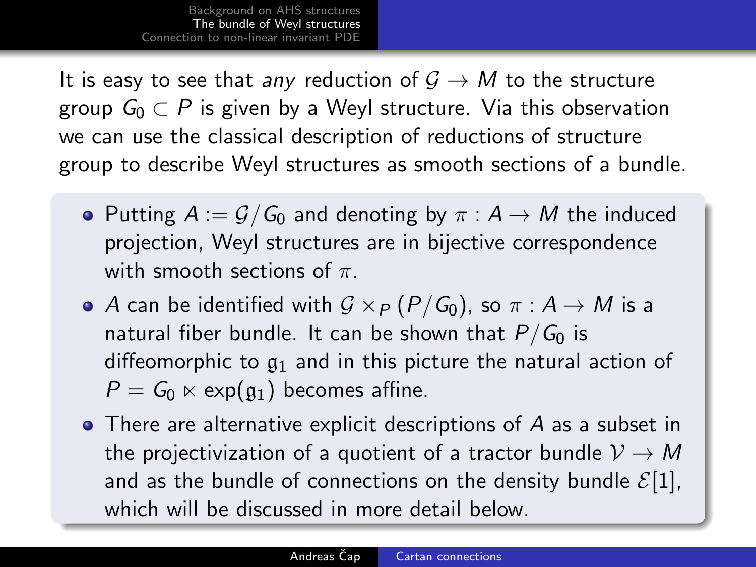It is easy to see that *any* reduction of $\mathcal{G} \to M$ to the structure group $G_0 \subset P$ is given by a Weyl structure. Via this observation we can use the classical description of reductions of structure group to describe Weyl structures as smooth sections of a bundle.

- Putting $A := \mathcal{G}/G_0$ and denoting by $\pi : A \to M$ the induced projection, Weyl structures are in bijective correspondence with smooth sections of $\pi$.
- $A$ can be identified with $\mathcal{G} \times_P (P/G_0)$, so $\pi : A \to M$ is a natural fiber bundle. It can be shown that $P/G_0$ is diffeomorphic to $\mathfrak{g}_1$ and in this picture the natural action of $P = G_0 \ltimes \exp(\mathfrak{g}_1)$ becomes affine.
- There are alternative explicit descriptions of $A$ as a subset in the projectivization of a quotient of a tractor bundle $\mathcal{V} \to M$ and as the bundle of connections on the density bundle $\mathcal{E}[1]$, which will be discussed in more detail below.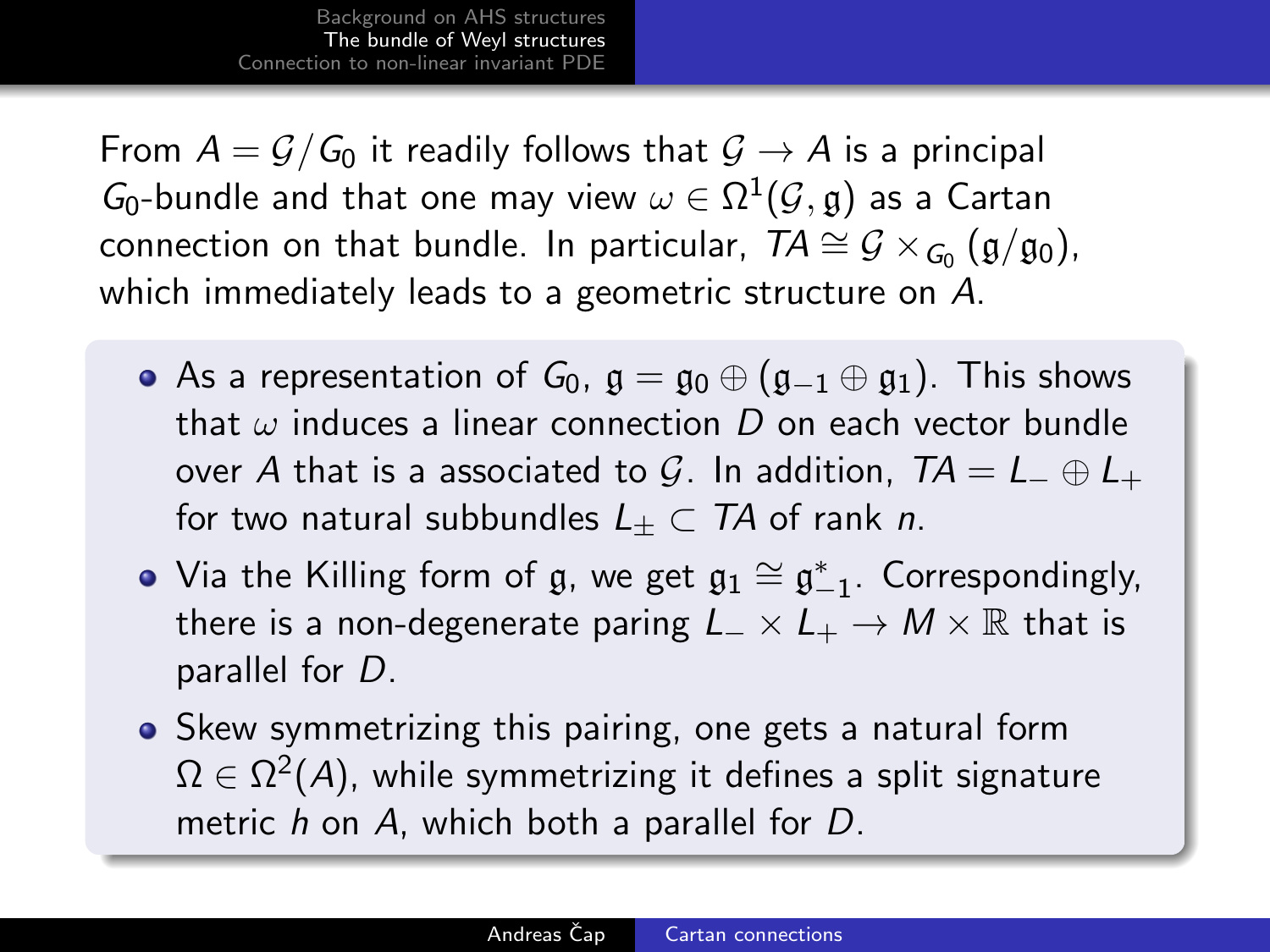From $A = \mathcal{G}/G_0$ it readily follows that $\mathcal{G} \to A$ is a principal $G_0$-bundle and that one may view $\omega \in \Omega^1(\mathcal{G}, \mathfrak{g})$ as a Cartan connection on that bundle. In particular, $TA \cong \mathcal{G} \times_{G_0} (\mathfrak{g}/\mathfrak{g}_0)$, which immediately leads to a geometric structure on $A$.

- As a representation of $G_0$, $\mathfrak{g} = \mathfrak{g}_0 \oplus (\mathfrak{g}_{-1} \oplus \mathfrak{g}_1)$. This shows that $\omega$ induces a linear connection $D$ on each vector bundle over $A$ that is a associated to $\mathcal{G}$. In addition, $TA = L_- \oplus L_+$ for two natural subbundles $L_\pm \subset TA$ of rank $n$.
- Via the Killing form of $\mathfrak{g}$, we get $\mathfrak{g}_1 \cong \mathfrak{g}_{-1}^*$. Correspondingly, there is a non-degenerate paring $L_- \times L_+ \to M \times \mathbb{R}$ that is parallel for $D$.
- Skew symmetrizing this pairing, one gets a natural form $\Omega \in \Omega^2(A)$, while symmetrizing it defines a split signature metric $h$ on $A$, which both a parallel for $D$.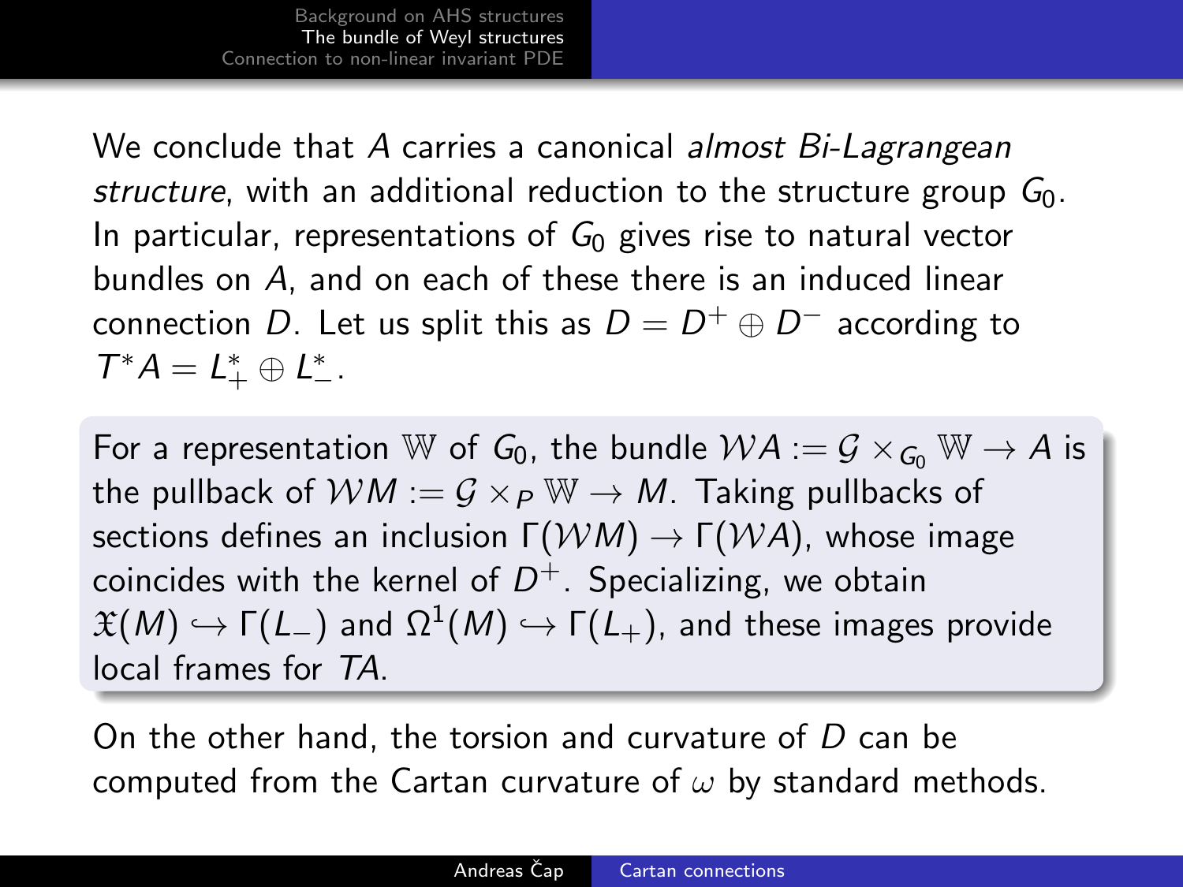We conclude that $A$ carries a canonical *almost Bi-Lagrangean structure*, with an additional reduction to the structure group $G_0$. In particular, representations of $G_0$ gives rise to natural vector bundles on $A$, and on each of these there is an induced linear connection $D$. Let us split this as $D = D^+ \oplus D^-$ according to $T^*A = L_+^* \oplus L_-^*$.

For a representation $\mathbb{W}$ of $G_0$, the bundle $\mathcal{W}A := \mathcal{G} \times_{G_0} \mathbb{W} \to A$ is the pullback of $\mathcal{W}M := \mathcal{G} \times_P \mathbb{W} \to M$. Taking pullbacks of sections defines an inclusion $\Gamma(\mathcal{W}M) \to \Gamma(\mathcal{W}A)$, whose image coincides with the kernel of $D^+$. Specializing, we obtain $\mathfrak{X}(M) \hookrightarrow \Gamma(L_-)$ and $\Omega^1(M) \hookrightarrow \Gamma(L_+)$, and these images provide local frames for $TA$.

On the other hand, the torsion and curvature of $D$ can be computed from the Cartan curvature of $\omega$ by standard methods.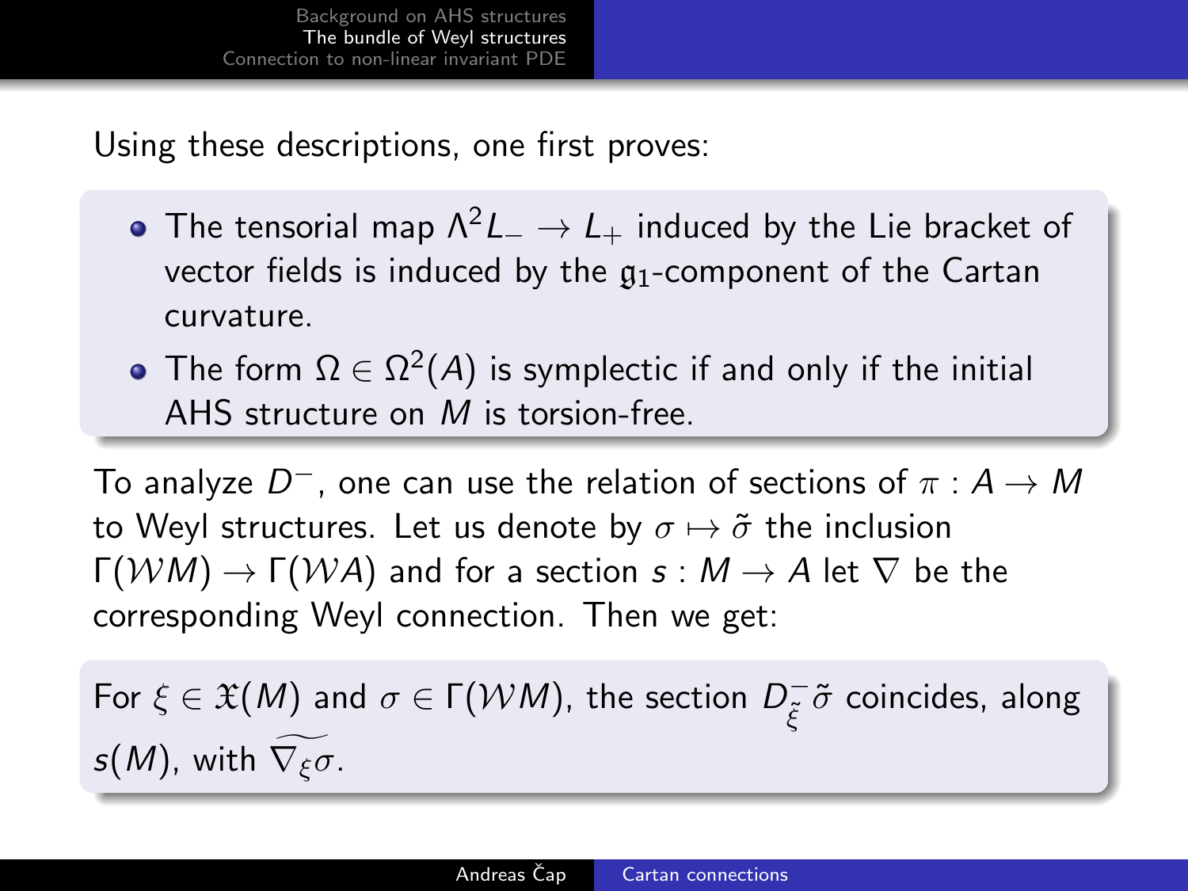Using these descriptions, one first proves:

- The tensorial map $\Lambda^2 L_- \to L_+$ induced by the Lie bracket of vector fields is induced by the $\mathfrak{g}_1$-component of the Cartan curvature.
- The form $\Omega \in \Omega^2(A)$ is symplectic if and only if the initial AHS structure on $M$ is torsion-free.

To analyze $D^-$, one can use the relation of sections of $\pi : A \to M$ to Weyl structures. Let us denote by $\sigma \mapsto \tilde{\sigma}$ the inclusion $\Gamma(\mathcal{W}M) \to \Gamma(\mathcal{W}A)$ and for a section $s : M \to A$ let $\nabla$ be the corresponding Weyl connection. Then we get:

For $\xi \in \mathfrak{X}(M)$ and $\sigma \in \Gamma(\mathcal{W}M)$, the section $D^-_{\tilde{\xi}}\tilde{\sigma}$ coincides, along $s(M)$, with $\widetilde{\nabla_\xi \sigma}$.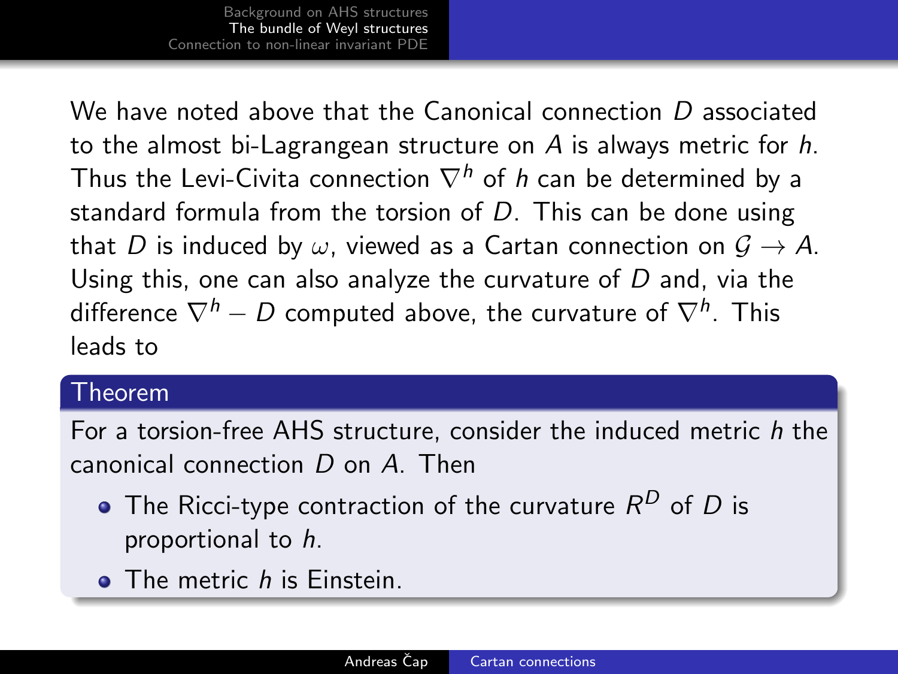We have noted above that the Canonical connection $D$ associated to the almost bi-Lagrangean structure on $A$ is always metric for $h$. Thus the Levi-Civita connection $\nabla^h$ of $h$ can be determined by a standard formula from the torsion of $D$. This can be done using that $D$ is induced by $\omega$, viewed as a Cartan connection on $\mathcal{G} \to A$. Using this, one can also analyze the curvature of $D$ and, via the difference $\nabla^h - D$ computed above, the curvature of $\nabla^h$. This leads to

**Theorem**

For a torsion-free AHS structure, consider the induced metric $h$ the canonical connection $D$ on $A$. Then

- The Ricci-type contraction of the curvature $R^D$ of $D$ is proportional to $h$.
- The metric $h$ is Einstein.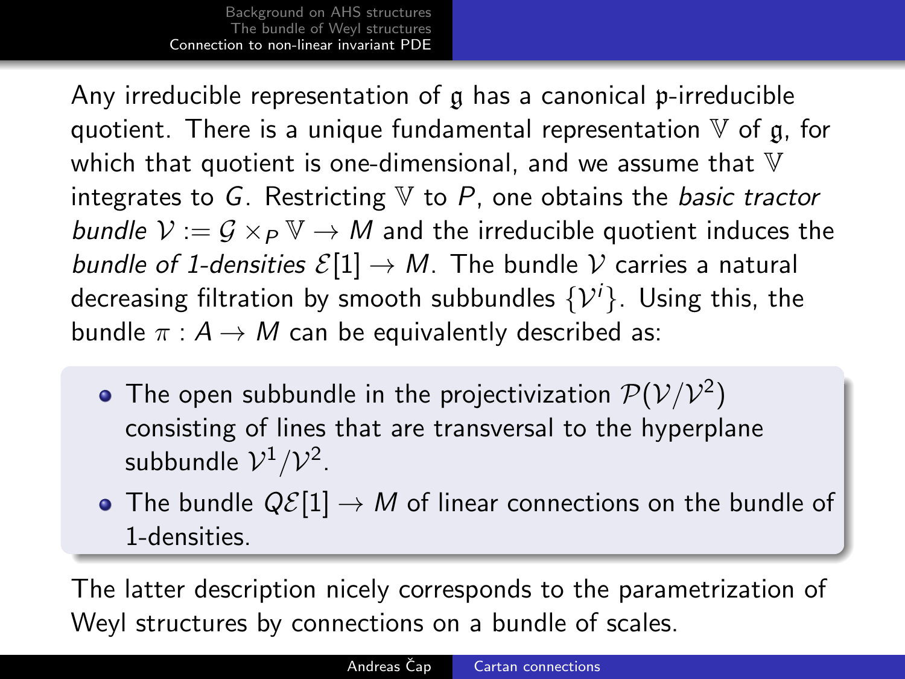Any irreducible representation of $\mathfrak{g}$ has a canonical $\mathfrak{p}$-irreducible quotient. There is a unique fundamental representation $\mathbb{V}$ of $\mathfrak{g}$, for which that quotient is one-dimensional, and we assume that $\mathbb{V}$ integrates to $G$. Restricting $\mathbb{V}$ to $P$, one obtains the *basic tractor bundle* $\mathcal{V} := \mathcal{G} \times_P \mathbb{V} \to M$ and the irreducible quotient induces the *bundle of 1-densities* $\mathcal{E}[1] \to M$. The bundle $\mathcal{V}$ carries a natural decreasing filtration by smooth subbundles $\{\mathcal{V}^i\}$. Using this, the bundle $\pi : A \to M$ can be equivalently described as:

- The open subbundle in the projectivization $\mathcal{P}(\mathcal{V}/\mathcal{V}^2)$ consisting of lines that are transversal to the hyperplane subbundle $\mathcal{V}^1/\mathcal{V}^2$.
- The bundle $Q\mathcal{E}[1] \to M$ of linear connections on the bundle of 1-densities.

The latter description nicely corresponds to the parametrization of Weyl structures by connections on a bundle of scales.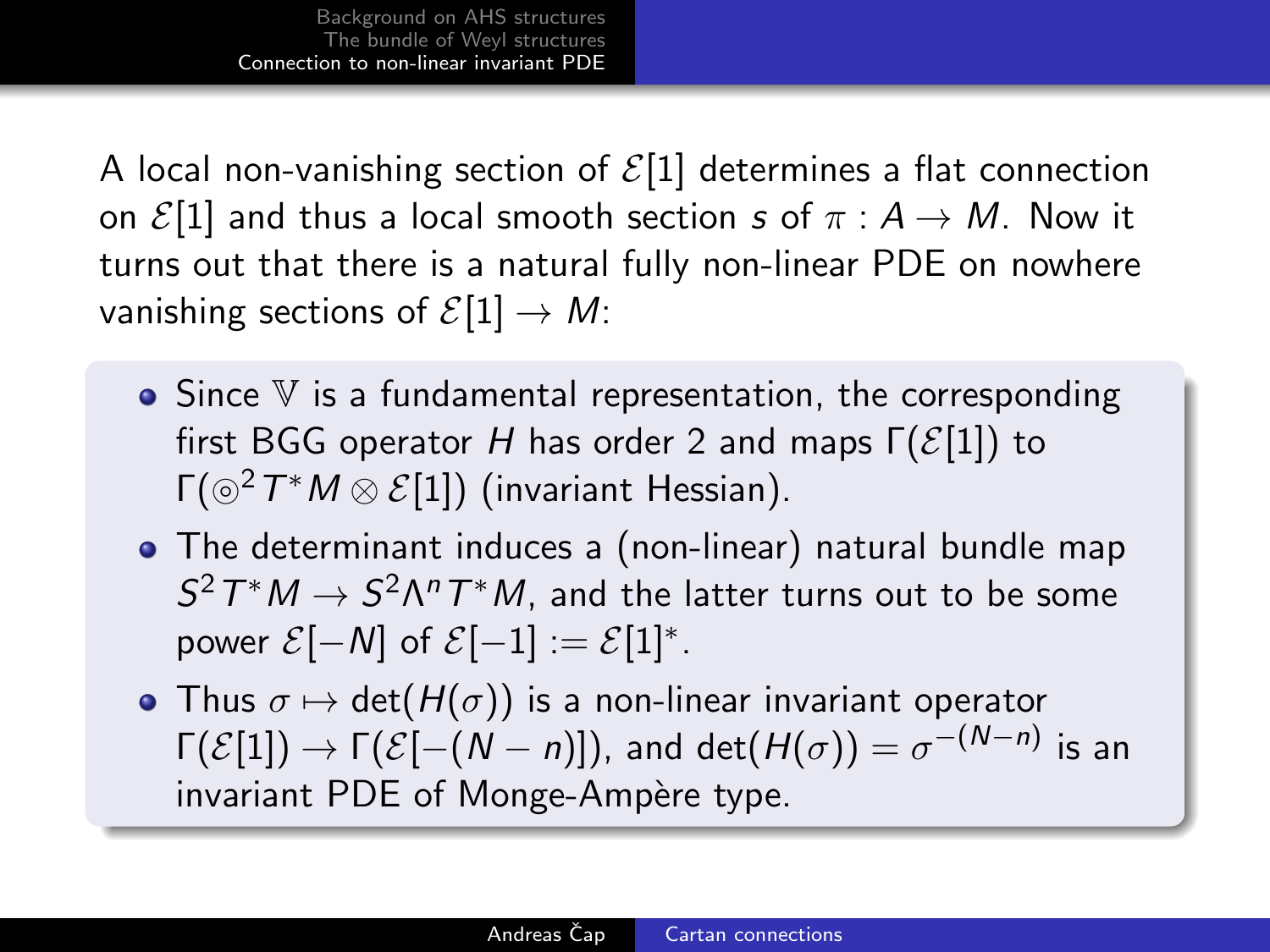A local non-vanishing section of $\mathcal{E}[1]$ determines a flat connection on $\mathcal{E}[1]$ and thus a local smooth section $s$ of $\pi : A \to M$. Now it turns out that there is a natural fully non-linear PDE on nowhere vanishing sections of $\mathcal{E}[1] \to M$:

- Since $\mathbb{V}$ is a fundamental representation, the corresponding first BGG operator $H$ has order 2 and maps $\Gamma(\mathcal{E}[1])$ to $\Gamma(\circledcirc^2 T^*M \otimes \mathcal{E}[1])$ (invariant Hessian).
- The determinant induces a (non-linear) natural bundle map $S^2T^*M \to S^2\Lambda^n T^*M$, and the latter turns out to be some power $\mathcal{E}[-N]$ of $\mathcal{E}[-1] := \mathcal{E}[1]^*$.
- Thus $\sigma \mapsto \det(H(\sigma))$ is a non-linear invariant operator $\Gamma(\mathcal{E}[1]) \to \Gamma(\mathcal{E}[-(N-n)])$, and $\det(H(\sigma)) = \sigma^{-(N-n)}$ is an invariant PDE of Monge-Ampère type.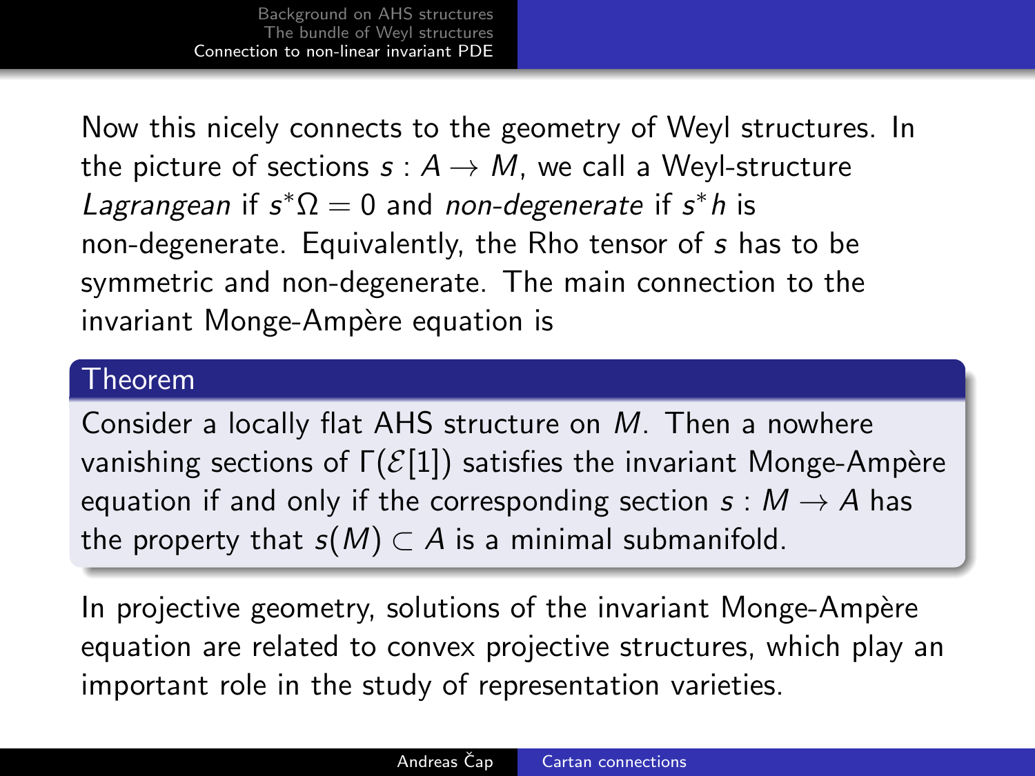Now this nicely connects to the geometry of Weyl structures. In the picture of sections $s : A \to M$, we call a Weyl-structure *Lagrangean* if $s^*\Omega = 0$ and *non-degenerate* if $s^*h$ is non-degenerate. Equivalently, the Rho tensor of $s$ has to be symmetric and non-degenerate. The main connection to the invariant Monge-Ampère equation is

**Theorem**

Consider a locally flat AHS structure on $M$. Then a nowhere vanishing sections of $\Gamma(\mathcal{E}[1])$ satisfies the invariant Monge-Ampère equation if and only if the corresponding section $s : M \to A$ has the property that $s(M) \subset A$ is a minimal submanifold.

In projective geometry, solutions of the invariant Monge-Ampère equation are related to convex projective structures, which play an important role in the study of representation varieties.